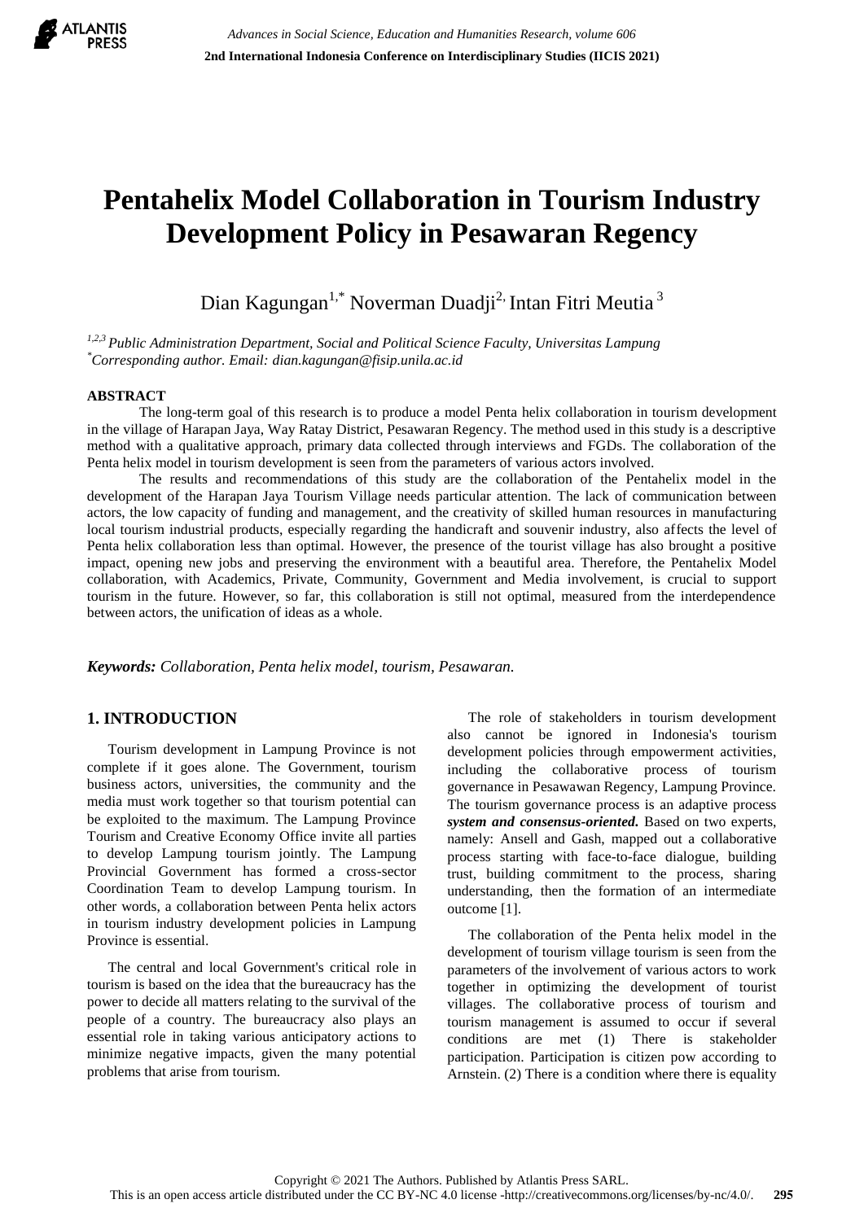# Pentahelix Model Collaboration in Tourism Industry Development Policy in Pesawaran Regency

Dian Kagungan[1,*] Noverman Duadji[2,] Intan Fitri Meutia [3]

[1,2,3] *Public Administration Department, Social and Political Science Faculty, Universitas Lampung*
[*] *Corresponding author. Email: dian.kagungan@fisip.unila.ac.id*

## ABSTRACT

The long-term goal of this research is to produce a model Penta helix collaboration in tourism development in the village of Harapan Jaya, Way Ratay District, Pesawaran Regency. The method used in this study is a descriptive method with a qualitative approach, primary data collected through interviews and FGDs. The collaboration of the Penta helix model in tourism development is seen from the parameters of various actors involved.

The results and recommendations of this study are the collaboration of the Pentahelix model in the development of the Harapan Jaya Tourism Village needs particular attention. The lack of communication between actors, the low capacity of funding and management, and the creativity of skilled human resources in manufacturing local tourism industrial products, especially regarding the handicraft and souvenir industry, also affects the level of Penta helix collaboration less than optimal. However, the presence of the tourist village has also brought a positive impact, opening new jobs and preserving the environment with a beautiful area. Therefore, the Pentahelix Model collaboration, with Academics, Private, Community, Government and Media involvement, is crucial to support tourism in the future. However, so far, this collaboration is still not optimal, measured from the interdependence between actors, the unification of ideas as a whole.

***Keywords:*** *Collaboration, Penta helix model, tourism, Pesawaran.*

## 1. INTRODUCTION

Tourism development in Lampung Province is not complete if it goes alone. The Government, tourism business actors, universities, the community and the media must work together so that tourism potential can be exploited to the maximum. The Lampung Province Tourism and Creative Economy Office invite all parties to develop Lampung tourism jointly. The Lampung Provincial Government has formed a cross-sector Coordination Team to develop Lampung tourism. In other words, a collaboration between Penta helix actors in tourism industry development policies in Lampung Province is essential.

The central and local Government's critical role in tourism is based on the idea that the bureaucracy has the power to decide all matters relating to the survival of the people of a country. The bureaucracy also plays an essential role in taking various anticipatory actions to minimize negative impacts, given the many potential problems that arise from tourism.

The role of stakeholders in tourism development also cannot be ignored in Indonesia's tourism development policies through empowerment activities, including the collaborative process of tourism governance in Pesawawan Regency, Lampung Province. The tourism governance process is an adaptive process ***system and consensus-oriented.*** Based on two experts, namely: Ansell and Gash, mapped out a collaborative process starting with face-to-face dialogue, building trust, building commitment to the process, sharing understanding, then the formation of an intermediate outcome [1].

The collaboration of the Penta helix model in the development of tourism village tourism is seen from the parameters of the involvement of various actors to work together in optimizing the development of tourist villages. The collaborative process of tourism and tourism management is assumed to occur if several conditions are met (1) There is stakeholder participation. Participation is citizen pow according to Arnstein. (2) There is a condition where there is equality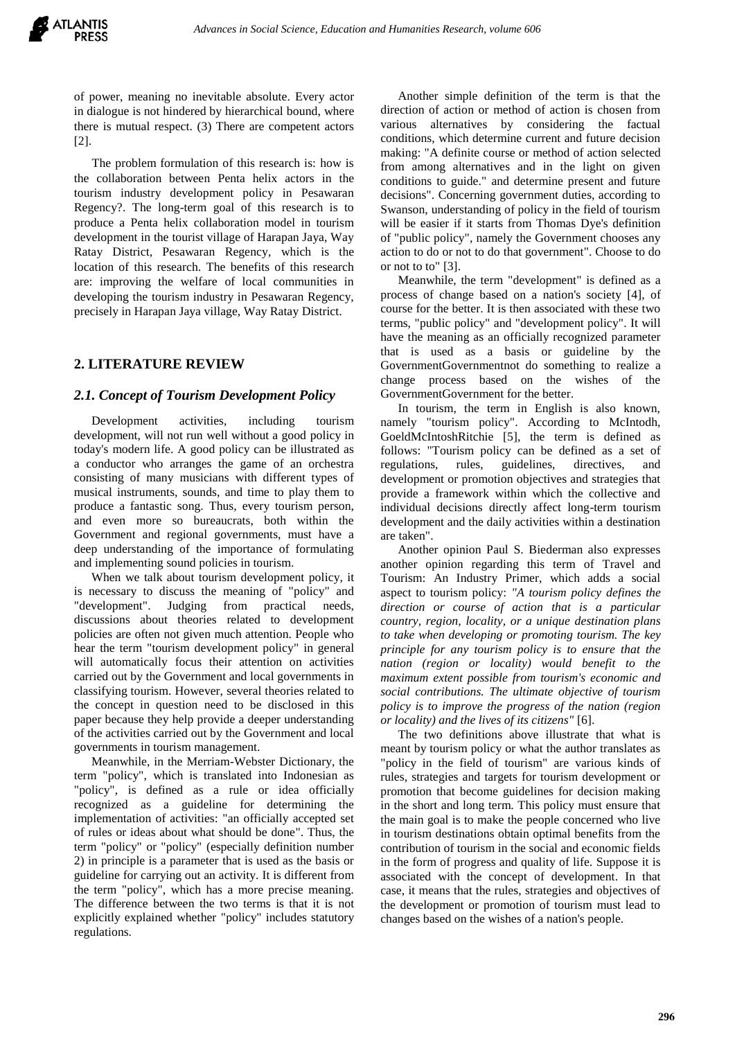of power, meaning no inevitable absolute. Every actor in dialogue is not hindered by hierarchical bound, where there is mutual respect. (3) There are competent actors [2].

The problem formulation of this research is: how is the collaboration between Penta helix actors in the tourism industry development policy in Pesawaran Regency?. The long-term goal of this research is to produce a Penta helix collaboration model in tourism development in the tourist village of Harapan Jaya, Way Ratay District, Pesawaran Regency, which is the location of this research. The benefits of this research are: improving the welfare of local communities in developing the tourism industry in Pesawaran Regency, precisely in Harapan Jaya village, Way Ratay District.

## 2. LITERATURE REVIEW

### *2.1. Concept of Tourism Development Policy*

Development activities, including tourism development, will not run well without a good policy in today's modern life. A good policy can be illustrated as a conductor who arranges the game of an orchestra consisting of many musicians with different types of musical instruments, sounds, and time to play them to produce a fantastic song. Thus, every tourism person, and even more so bureaucrats, both within the Government and regional governments, must have a deep understanding of the importance of formulating and implementing sound policies in tourism.

When we talk about tourism development policy, it is necessary to discuss the meaning of "policy" and "development". Judging from practical needs, discussions about theories related to development policies are often not given much attention. People who hear the term "tourism development policy" in general will automatically focus their attention on activities carried out by the Government and local governments in classifying tourism. However, several theories related to the concept in question need to be disclosed in this paper because they help provide a deeper understanding of the activities carried out by the Government and local governments in tourism management.

Meanwhile, in the Merriam-Webster Dictionary, the term "policy", which is translated into Indonesian as "policy", is defined as a rule or idea officially recognized as a guideline for determining the implementation of activities: "an officially accepted set of rules or ideas about what should be done". Thus, the term "policy" or "policy" (especially definition number 2) in principle is a parameter that is used as the basis or guideline for carrying out an activity. It is different from the term "policy", which has a more precise meaning. The difference between the two terms is that it is not explicitly explained whether "policy" includes statutory regulations.

Another simple definition of the term is that the direction of action or method of action is chosen from various alternatives by considering the factual conditions, which determine current and future decision making: "A definite course or method of action selected from among alternatives and in the light on given conditions to guide." and determine present and future decisions". Concerning government duties, according to Swanson, understanding of policy in the field of tourism will be easier if it starts from Thomas Dye's definition of "public policy", namely the Government chooses any action to do or not to do that government". Choose to do or not to to" [3].

Meanwhile, the term "development" is defined as a process of change based on a nation's society [4], of course for the better. It is then associated with these two terms, "public policy" and "development policy". It will have the meaning as an officially recognized parameter that is used as a basis or guideline by the GovernmentGovernmentnot do something to realize a change process based on the wishes of the GovernmentGovernment for the better.

In tourism, the term in English is also known, namely "tourism policy". According to McIntodh, GoeldMcIntoshRitchie [5], the term is defined as follows: "Tourism policy can be defined as a set of regulations, rules, guidelines, directives, and development or promotion objectives and strategies that provide a framework within which the collective and individual decisions directly affect long-term tourism development and the daily activities within a destination are taken".

Another opinion Paul S. Biederman also expresses another opinion regarding this term of Travel and Tourism: An Industry Primer, which adds a social aspect to tourism policy: *"A tourism policy defines the direction or course of action that is a particular country, region, locality, or a unique destination plans to take when developing or promoting tourism. The key principle for any tourism policy is to ensure that the nation (region or locality) would benefit to the maximum extent possible from tourism's economic and social contributions. The ultimate objective of tourism policy is to improve the progress of the nation (region or locality) and the lives of its citizens"* [6].

The two definitions above illustrate that what is meant by tourism policy or what the author translates as "policy in the field of tourism" are various kinds of rules, strategies and targets for tourism development or promotion that become guidelines for decision making in the short and long term. This policy must ensure that the main goal is to make the people concerned who live in tourism destinations obtain optimal benefits from the contribution of tourism in the social and economic fields in the form of progress and quality of life. Suppose it is associated with the concept of development. In that case, it means that the rules, strategies and objectives of the development or promotion of tourism must lead to changes based on the wishes of a nation's people.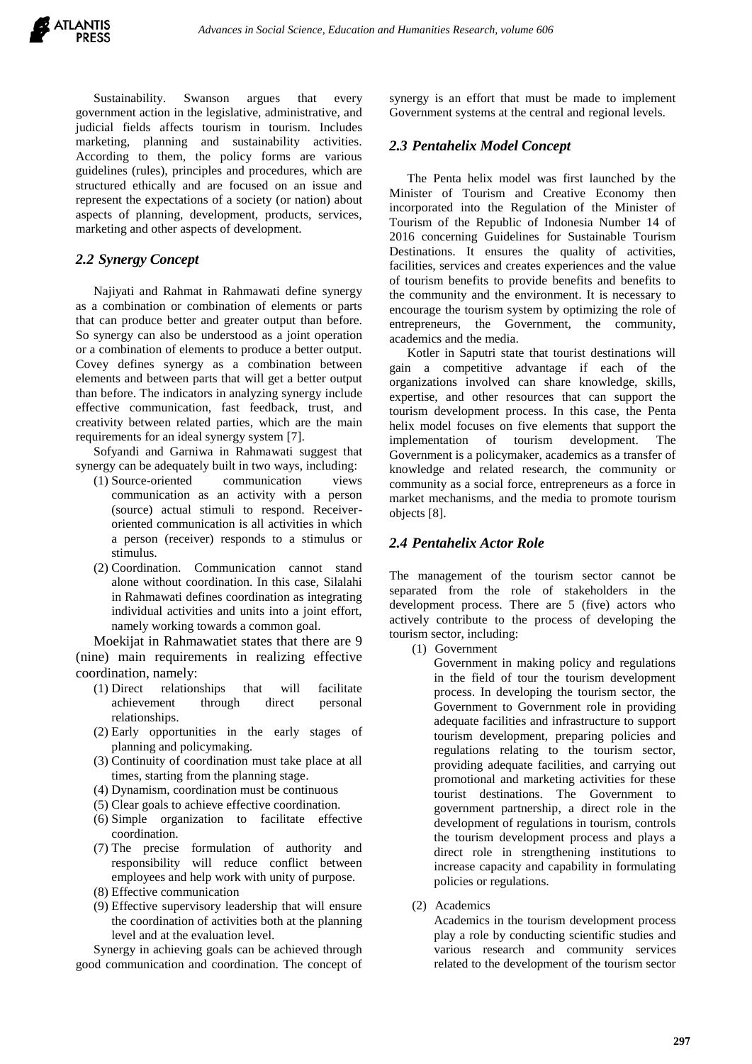Sustainability. Swanson argues that every government action in the legislative, administrative, and judicial fields affects tourism in tourism. Includes marketing, planning and sustainability activities. According to them, the policy forms are various guidelines (rules), principles and procedures, which are structured ethically and are focused on an issue and represent the expectations of a society (or nation) about aspects of planning, development, products, services, marketing and other aspects of development.

### *2.2 Synergy Concept*

Najiyati and Rahmat in Rahmawati define synergy as a combination or combination of elements or parts that can produce better and greater output than before. So synergy can also be understood as a joint operation or a combination of elements to produce a better output. Covey defines synergy as a combination between elements and between parts that will get a better output than before. The indicators in analyzing synergy include effective communication, fast feedback, trust, and creativity between related parties, which are the main requirements for an ideal synergy system [7].

Sofyandi and Garniwa in Rahmawati suggest that synergy can be adequately built in two ways, including:

(1) Source-oriented communication views communication as an activity with a person (source) actual stimuli to respond. Receiver-oriented communication is all activities in which a person (receiver) responds to a stimulus or stimulus.

(2) Coordination. Communication cannot stand alone without coordination. In this case, Silalahi in Rahmawati defines coordination as integrating individual activities and units into a joint effort, namely working towards a common goal.

Moekijat in Rahmawatiet states that there are 9 (nine) main requirements in realizing effective coordination, namely:

(1) Direct relationships that will facilitate achievement through direct personal relationships.
(2) Early opportunities in the early stages of planning and policymaking.
(3) Continuity of coordination must take place at all times, starting from the planning stage.
(4) Dynamism, coordination must be continuous
(5) Clear goals to achieve effective coordination.
(6) Simple organization to facilitate effective coordination.
(7) The precise formulation of authority and responsibility will reduce conflict between employees and help work with unity of purpose.
(8) Effective communication
(9) Effective supervisory leadership that will ensure the coordination of activities both at the planning level and at the evaluation level.

Synergy in achieving goals can be achieved through good communication and coordination. The concept of synergy is an effort that must be made to implement Government systems at the central and regional levels.

### *2.3 Pentahelix Model Concept*

The Penta helix model was first launched by the Minister of Tourism and Creative Economy then incorporated into the Regulation of the Minister of Tourism of the Republic of Indonesia Number 14 of 2016 concerning Guidelines for Sustainable Tourism Destinations. It ensures the quality of activities, facilities, services and creates experiences and the value of tourism benefits to provide benefits and benefits to the community and the environment. It is necessary to encourage the tourism system by optimizing the role of entrepreneurs, the Government, the community, academics and the media.

Kotler in Saputri state that tourist destinations will gain a competitive advantage if each of the organizations involved can share knowledge, skills, expertise, and other resources that can support the tourism development process. In this case, the Penta helix model focuses on five elements that support the implementation of tourism development. The Government is a policymaker, academics as a transfer of knowledge and related research, the community or community as a social force, entrepreneurs as a force in market mechanisms, and the media to promote tourism objects [8].

### *2.4 Pentahelix Actor Role*

The management of the tourism sector cannot be separated from the role of stakeholders in the development process. There are 5 (five) actors who actively contribute to the process of developing the tourism sector, including:

(1) Government

Government in making policy and regulations in the field of tour the tourism development process. In developing the tourism sector, the Government to Government role in providing adequate facilities and infrastructure to support tourism development, preparing policies and regulations relating to the tourism sector, providing adequate facilities, and carrying out promotional and marketing activities for these tourist destinations. The Government to government partnership, a direct role in the development of regulations in tourism, controls the tourism development process and plays a direct role in strengthening institutions to increase capacity and capability in formulating policies or regulations.

(2) Academics

Academics in the tourism development process play a role by conducting scientific studies and various research and community services related to the development of the tourism sector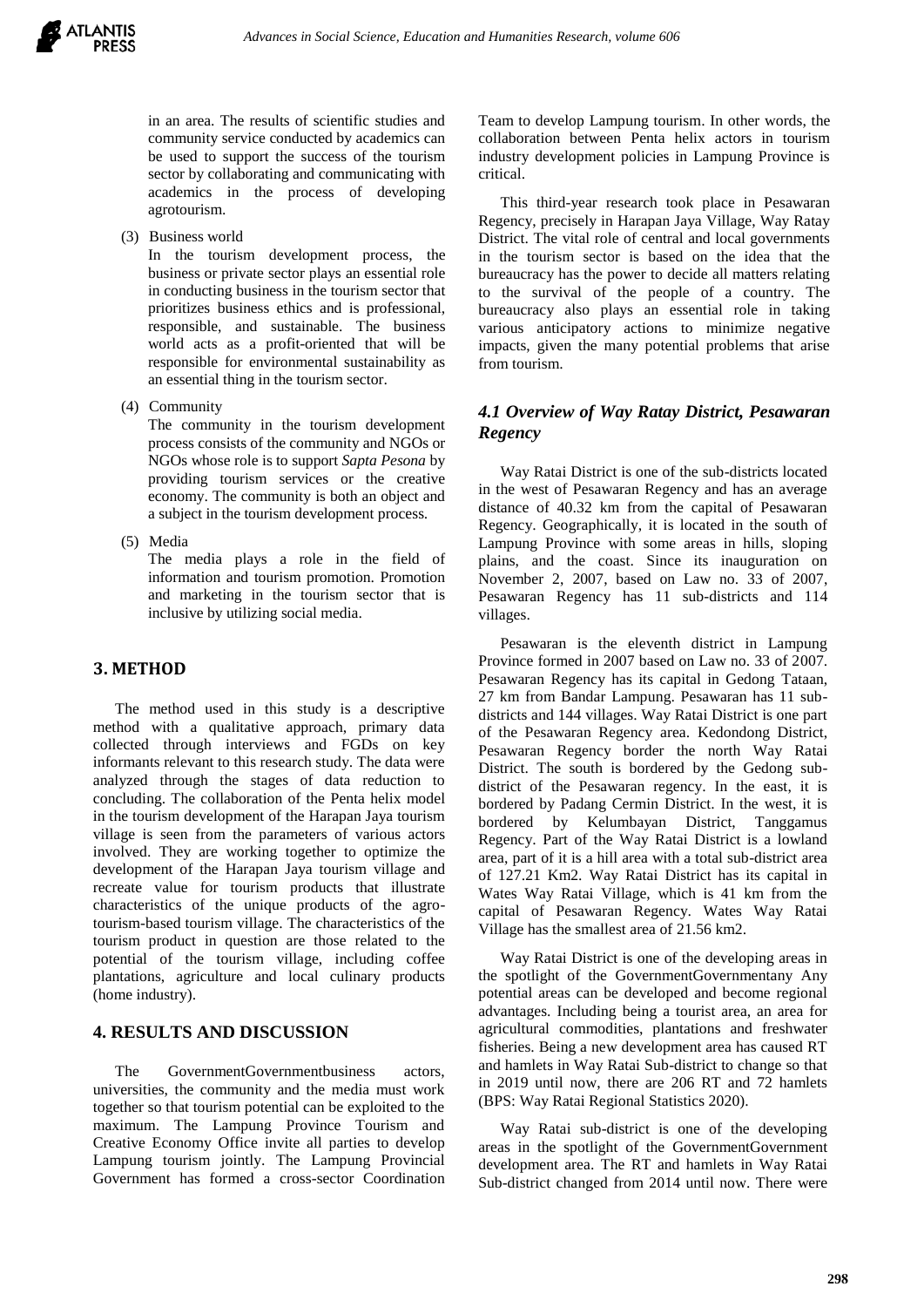in an area. The results of scientific studies and community service conducted by academics can be used to support the success of the tourism sector by collaborating and communicating with academics in the process of developing agrotourism.

(3) Business world

In the tourism development process, the business or private sector plays an essential role in conducting business in the tourism sector that prioritizes business ethics and is professional, responsible, and sustainable. The business world acts as a profit-oriented that will be responsible for environmental sustainability as an essential thing in the tourism sector.

(4) Community

The community in the tourism development process consists of the community and NGOs or NGOs whose role is to support *Sapta Pesona* by providing tourism services or the creative economy. The community is both an object and a subject in the tourism development process.

(5) Media

The media plays a role in the field of information and tourism promotion. Promotion and marketing in the tourism sector that is inclusive by utilizing social media.

## 3. METHOD

The method used in this study is a descriptive method with a qualitative approach, primary data collected through interviews and FGDs on key informants relevant to this research study. The data were analyzed through the stages of data reduction to concluding. The collaboration of the Penta helix model in the tourism development of the Harapan Jaya tourism village is seen from the parameters of various actors involved. They are working together to optimize the development of the Harapan Jaya tourism village and recreate value for tourism products that illustrate characteristics of the unique products of the agro-tourism-based tourism village. The characteristics of the tourism product in question are those related to the potential of the tourism village, including coffee plantations, agriculture and local culinary products (home industry).

## 4. RESULTS AND DISCUSSION

The GovernmentGovernmentbusiness actors, universities, the community and the media must work together so that tourism potential can be exploited to the maximum. The Lampung Province Tourism and Creative Economy Office invite all parties to develop Lampung tourism jointly. The Lampung Provincial Government has formed a cross-sector Coordination Team to develop Lampung tourism. In other words, the collaboration between Penta helix actors in tourism industry development policies in Lampung Province is critical.

This third-year research took place in Pesawaran Regency, precisely in Harapan Jaya Village, Way Ratay District. The vital role of central and local governments in the tourism sector is based on the idea that the bureaucracy has the power to decide all matters relating to the survival of the people of a country. The bureaucracy also plays an essential role in taking various anticipatory actions to minimize negative impacts, given the many potential problems that arise from tourism.

### *4.1 Overview of Way Ratay District, Pesawaran Regency*

Way Ratai District is one of the sub-districts located in the west of Pesawaran Regency and has an average distance of 40.32 km from the capital of Pesawaran Regency. Geographically, it is located in the south of Lampung Province with some areas in hills, sloping plains, and the coast. Since its inauguration on November 2, 2007, based on Law no. 33 of 2007, Pesawaran Regency has 11 sub-districts and 114 villages.

Pesawaran is the eleventh district in Lampung Province formed in 2007 based on Law no. 33 of 2007. Pesawaran Regency has its capital in Gedong Tataan, 27 km from Bandar Lampung. Pesawaran has 11 sub-districts and 144 villages. Way Ratai District is one part of the Pesawaran Regency area. Kedondong District, Pesawaran Regency border the north Way Ratai District. The south is bordered by the Gedong sub-district of the Pesawaran regency. In the east, it is bordered by Padang Cermin District. In the west, it is bordered by Kelumbayan District, Tanggamus Regency. Part of the Way Ratai District is a lowland area, part of it is a hill area with a total sub-district area of 127.21 Km2. Way Ratai District has its capital in Wates Way Ratai Village, which is 41 km from the capital of Pesawaran Regency. Wates Way Ratai Village has the smallest area of 21.56 km2.

Way Ratai District is one of the developing areas in the spotlight of the GovernmentGovernmentany Any potential areas can be developed and become regional advantages. Including being a tourist area, an area for agricultural commodities, plantations and freshwater fisheries. Being a new development area has caused RT and hamlets in Way Ratai Sub-district to change so that in 2019 until now, there are 206 RT and 72 hamlets (BPS: Way Ratai Regional Statistics 2020).

Way Ratai sub-district is one of the developing areas in the spotlight of the GovernmentGovernment development area. The RT and hamlets in Way Ratai Sub-district changed from 2014 until now. There were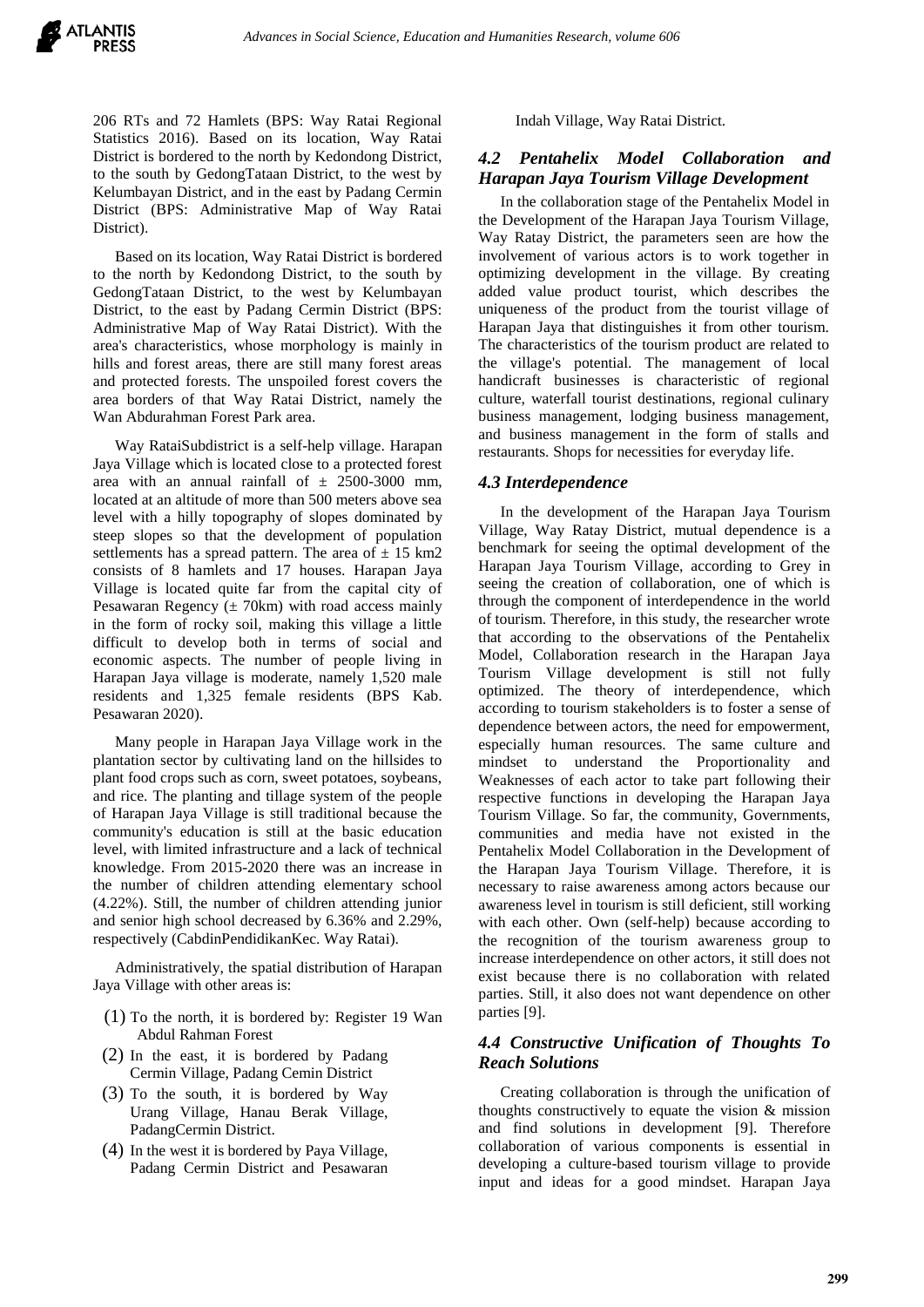206 RTs and 72 Hamlets (BPS: Way Ratai Regional Statistics 2016). Based on its location, Way Ratai District is bordered to the north by Kedondong District, to the south by GedongTataan District, to the west by Kelumbayan District, and in the east by Padang Cermin District (BPS: Administrative Map of Way Ratai District).

Based on its location, Way Ratai District is bordered to the north by Kedondong District, to the south by GedongTataan District, to the west by Kelumbayan District, to the east by Padang Cermin District (BPS: Administrative Map of Way Ratai District). With the area's characteristics, whose morphology is mainly in hills and forest areas, there are still many forest areas and protected forests. The unspoiled forest covers the area borders of that Way Ratai District, namely the Wan Abdurahman Forest Park area.

Way RataiSubdistrict is a self-help village. Harapan Jaya Village which is located close to a protected forest area with an annual rainfall of ± 2500-3000 mm, located at an altitude of more than 500 meters above sea level with a hilly topography of slopes dominated by steep slopes so that the development of population settlements has a spread pattern. The area of ± 15 km2 consists of 8 hamlets and 17 houses. Harapan Jaya Village is located quite far from the capital city of Pesawaran Regency (± 70km) with road access mainly in the form of rocky soil, making this village a little difficult to develop both in terms of social and economic aspects. The number of people living in Harapan Jaya village is moderate, namely 1,520 male residents and 1,325 female residents (BPS Kab. Pesawaran 2020).

Many people in Harapan Jaya Village work in the plantation sector by cultivating land on the hillsides to plant food crops such as corn, sweet potatoes, soybeans, and rice. The planting and tillage system of the people of Harapan Jaya Village is still traditional because the community's education is still at the basic education level, with limited infrastructure and a lack of technical knowledge. From 2015-2020 there was an increase in the number of children attending elementary school (4.22%). Still, the number of children attending junior and senior high school decreased by 6.36% and 2.29%, respectively (CabdinPendidikanKec. Way Ratai).

Administratively, the spatial distribution of Harapan Jaya Village with other areas is:

(1) To the north, it is bordered by: Register 19 Wan Abdul Rahman Forest
(2) In the east, it is bordered by Padang Cermin Village, Padang Cemin District
(3) To the south, it is bordered by Way Urang Village, Hanau Berak Village, PadangCermin District.
(4) In the west it is bordered by Paya Village, Padang Cermin District and Pesawaran Indah Village, Way Ratai District.

### *4.2 Pentahelix Model Collaboration and Harapan Jaya Tourism Village Development*

In the collaboration stage of the Pentahelix Model in the Development of the Harapan Jaya Tourism Village, Way Ratay District, the parameters seen are how the involvement of various actors is to work together in optimizing development in the village. By creating added value product tourist, which describes the uniqueness of the product from the tourist village of Harapan Jaya that distinguishes it from other tourism. The characteristics of the tourism product are related to the village's potential. The management of local handicraft businesses is characteristic of regional culture, waterfall tourist destinations, regional culinary business management, lodging business management, and business management in the form of stalls and restaurants. Shops for necessities for everyday life.

### *4.3 Interdependence*

In the development of the Harapan Jaya Tourism Village, Way Ratay District, mutual dependence is a benchmark for seeing the optimal development of the Harapan Jaya Tourism Village, according to Grey in seeing the creation of collaboration, one of which is through the component of interdependence in the world of tourism. Therefore, in this study, the researcher wrote that according to the observations of the Pentahelix Model, Collaboration research in the Harapan Jaya Tourism Village development is still not fully optimized. The theory of interdependence, which according to tourism stakeholders is to foster a sense of dependence between actors, the need for empowerment, especially human resources. The same culture and mindset to understand the Proportionality and Weaknesses of each actor to take part following their respective functions in developing the Harapan Jaya Tourism Village. So far, the community, Governments, communities and media have not existed in the Pentahelix Model Collaboration in the Development of the Harapan Jaya Tourism Village. Therefore, it is necessary to raise awareness among actors because our awareness level in tourism is still deficient, still working with each other. Own (self-help) because according to the recognition of the tourism awareness group to increase interdependence on other actors, it still does not exist because there is no collaboration with related parties. Still, it also does not want dependence on other parties [9].

### *4.4 Constructive Unification of Thoughts To Reach Solutions*

Creating collaboration is through the unification of thoughts constructively to equate the vision & mission and find solutions in development [9]. Therefore collaboration of various components is essential in developing a culture-based tourism village to provide input and ideas for a good mindset. Harapan Jaya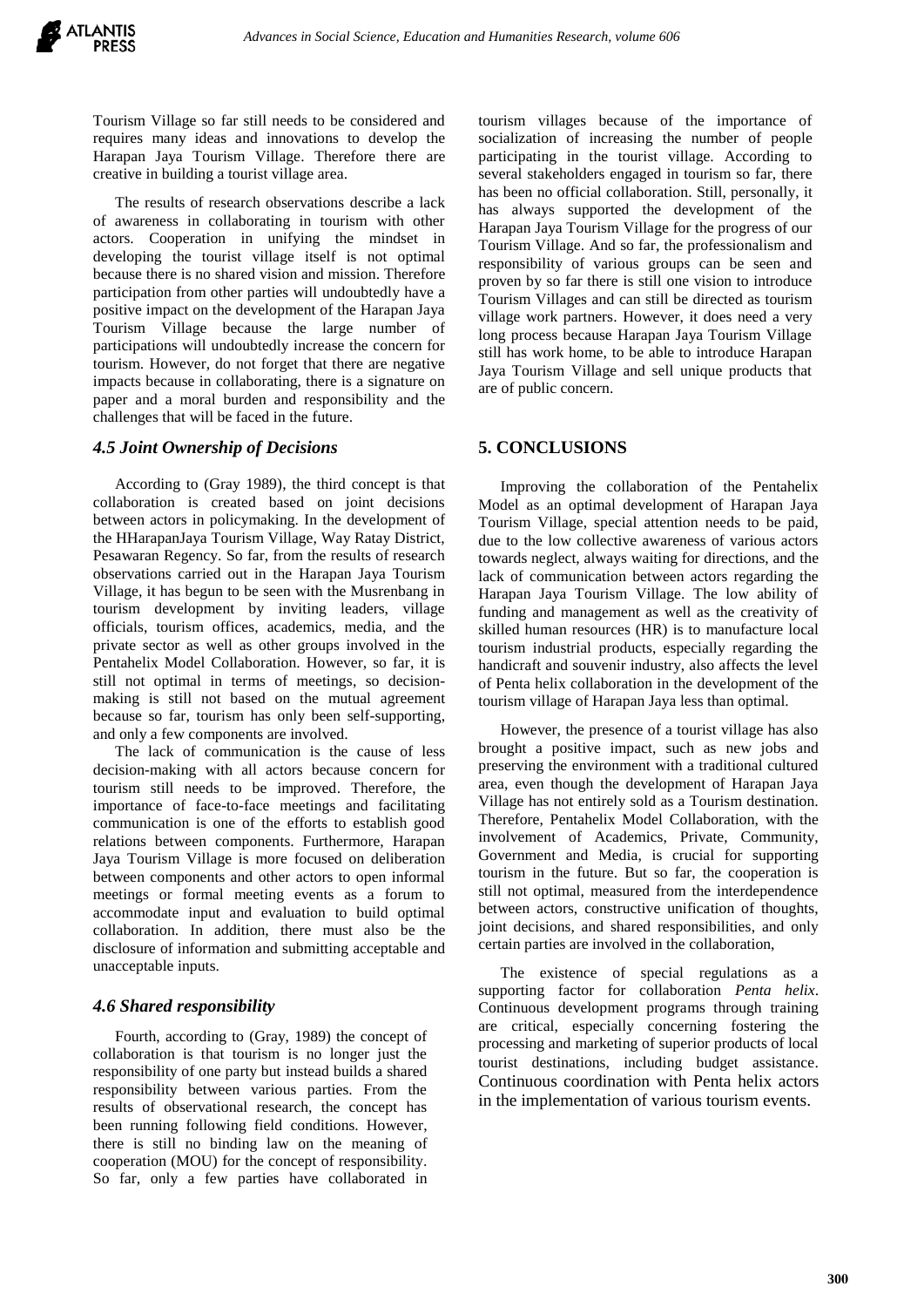Tourism Village so far still needs to be considered and requires many ideas and innovations to develop the Harapan Jaya Tourism Village. Therefore there are creative in building a tourist village area.

The results of research observations describe a lack of awareness in collaborating in tourism with other actors. Cooperation in unifying the mindset in developing the tourist village itself is not optimal because there is no shared vision and mission. Therefore participation from other parties will undoubtedly have a positive impact on the development of the Harapan Jaya Tourism Village because the large number of participations will undoubtedly increase the concern for tourism. However, do not forget that there are negative impacts because in collaborating, there is a signature on paper and a moral burden and responsibility and the challenges that will be faced in the future.

### *4.5 Joint Ownership of Decisions*

According to (Gray 1989), the third concept is that collaboration is created based on joint decisions between actors in policymaking. In the development of the HHarapanJaya Tourism Village, Way Ratay District, Pesawaran Regency. So far, from the results of research observations carried out in the Harapan Jaya Tourism Village, it has begun to be seen with the Musrenbang in tourism development by inviting leaders, village officials, tourism offices, academics, media, and the private sector as well as other groups involved in the Pentahelix Model Collaboration. However, so far, it is still not optimal in terms of meetings, so decision-making is still not based on the mutual agreement because so far, tourism has only been self-supporting, and only a few components are involved.

The lack of communication is the cause of less decision-making with all actors because concern for tourism still needs to be improved. Therefore, the importance of face-to-face meetings and facilitating communication is one of the efforts to establish good relations between components. Furthermore, Harapan Jaya Tourism Village is more focused on deliberation between components and other actors to open informal meetings or formal meeting events as a forum to accommodate input and evaluation to build optimal collaboration. In addition, there must also be the disclosure of information and submitting acceptable and unacceptable inputs.

### *4.6 Shared responsibility*

Fourth, according to (Gray, 1989) the concept of collaboration is that tourism is no longer just the responsibility of one party but instead builds a shared responsibility between various parties. From the results of observational research, the concept has been running following field conditions. However, there is still no binding law on the meaning of cooperation (MOU) for the concept of responsibility. So far, only a few parties have collaborated in tourism villages because of the importance of socialization of increasing the number of people participating in the tourist village. According to several stakeholders engaged in tourism so far, there has been no official collaboration. Still, personally, it has always supported the development of the Harapan Jaya Tourism Village for the progress of our Tourism Village. And so far, the professionalism and responsibility of various groups can be seen and proven by so far there is still one vision to introduce Tourism Villages and can still be directed as tourism village work partners. However, it does need a very long process because Harapan Jaya Tourism Village still has work home, to be able to introduce Harapan Jaya Tourism Village and sell unique products that are of public concern.

## 5. CONCLUSIONS

Improving the collaboration of the Pentahelix Model as an optimal development of Harapan Jaya Tourism Village, special attention needs to be paid, due to the low collective awareness of various actors towards neglect, always waiting for directions, and the lack of communication between actors regarding the Harapan Jaya Tourism Village. The low ability of funding and management as well as the creativity of skilled human resources (HR) is to manufacture local tourism industrial products, especially regarding the handicraft and souvenir industry, also affects the level of Penta helix collaboration in the development of the tourism village of Harapan Jaya less than optimal.

However, the presence of a tourist village has also brought a positive impact, such as new jobs and preserving the environment with a traditional cultured area, even though the development of Harapan Jaya Village has not entirely sold as a Tourism destination. Therefore, Pentahelix Model Collaboration, with the involvement of Academics, Private, Community, Government and Media, is crucial for supporting tourism in the future. But so far, the cooperation is still not optimal, measured from the interdependence between actors, constructive unification of thoughts, joint decisions, and shared responsibilities, and only certain parties are involved in the collaboration,

The existence of special regulations as a supporting factor for collaboration *Penta helix*. Continuous development programs through training are critical, especially concerning fostering the processing and marketing of superior products of local tourist destinations, including budget assistance. Continuous coordination with Penta helix actors in the implementation of various tourism events.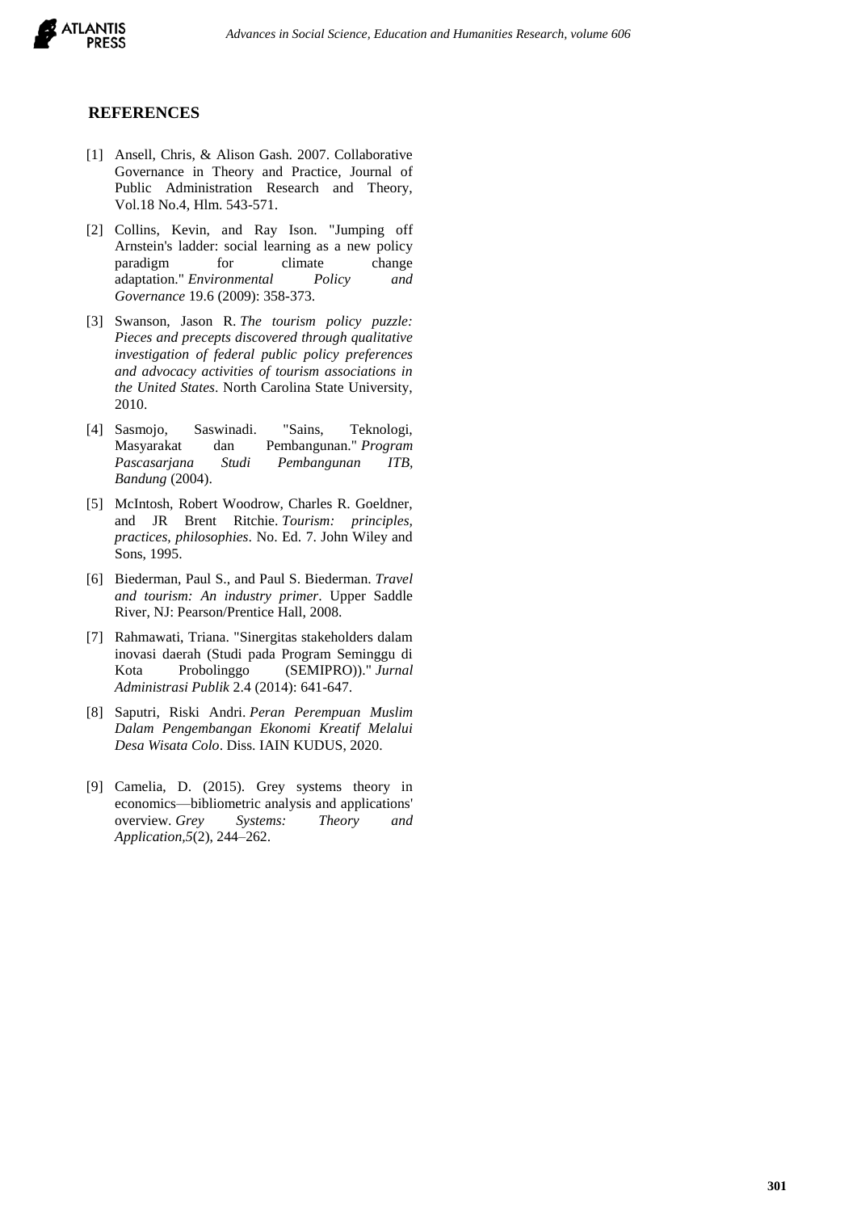## REFERENCES

[1] Ansell, Chris, & Alison Gash. 2007. Collaborative Governance in Theory and Practice, Journal of Public Administration Research and Theory, Vol.18 No.4, Hlm. 543-571.

[2] Collins, Kevin, and Ray Ison. "Jumping off Arnstein's ladder: social learning as a new policy paradigm for climate change adaptation." *Environmental Policy and Governance* 19.6 (2009): 358-373.

[3] Swanson, Jason R. *The tourism policy puzzle: Pieces and precepts discovered through qualitative investigation of federal public policy preferences and advocacy activities of tourism associations in the United States*. North Carolina State University, 2010.

[4] Sasmojo, Saswinadi. "Sains, Teknologi, Masyarakat dan Pembangunan." *Program Pascasarjana Studi Pembangunan ITB, Bandung* (2004).

[5] McIntosh, Robert Woodrow, Charles R. Goeldner, and JR Brent Ritchie. *Tourism: principles, practices, philosophies*. No. Ed. 7. John Wiley and Sons, 1995.

[6] Biederman, Paul S., and Paul S. Biederman. *Travel and tourism: An industry primer*. Upper Saddle River, NJ: Pearson/Prentice Hall, 2008.

[7] Rahmawati, Triana. "Sinergitas stakeholders dalam inovasi daerah (Studi pada Program Seminggu di Kota Probolinggo (SEMIPRO))." *Jurnal Administrasi Publik* 2.4 (2014): 641-647.

[8] Saputri, Riski Andri. *Peran Perempuan Muslim Dalam Pengembangan Ekonomi Kreatif Melalui Desa Wisata Colo*. Diss. IAIN KUDUS, 2020.

[9] Camelia, D. (2015). Grey systems theory in economics—bibliometric analysis and applications' overview. *Grey Systems: Theory and Application,5*(2), 244–262.